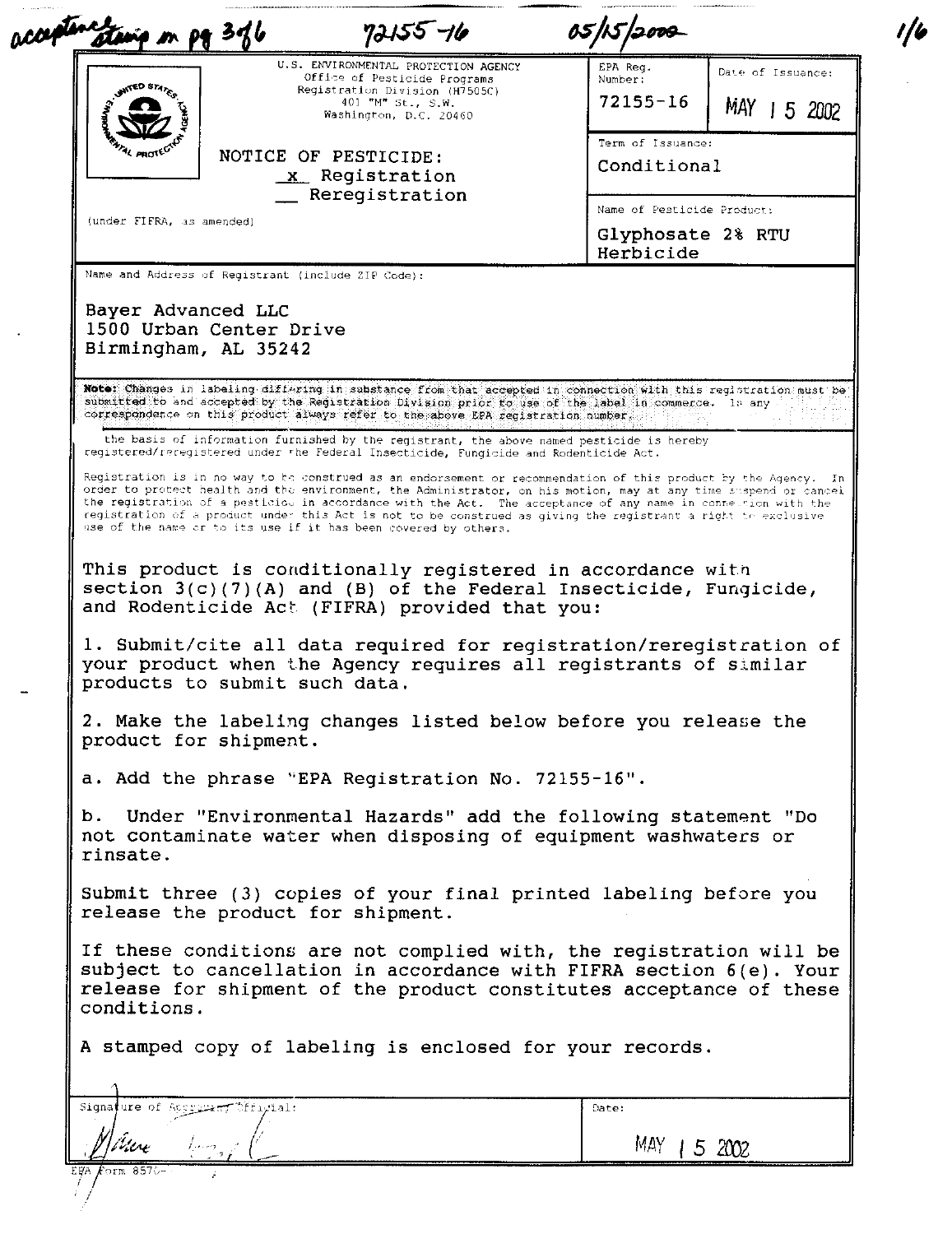acceptance stamp on pg 3 of 6 72155-16 05/15/2002

U.S. ENVIRONMENTAL PROTECTION AGENCY
Office of Pesticide Programs
Registration Division (H7505C)
401 "M" St., S.W.
Washington, D.C. 20460

# NOTICE OF PESTICIDE:
x Registration
__ Reregistration

(under FIFRA, as amended)

| EPA Reg. Number: | Date of Issuance: |
|---|---|
| 72155-16 | MAY 15 2002 |

**Term of Issuance:** Conditional

**Name of Pesticide Product:** Glyphosate 2% RTU Herbicide

**Name and Address of Registrant (include ZIP Code):**

Bayer Advanced LLC
1500 Urban Center Drive
Birmingham, AL 35242

**Note:** Changes in labeling differing in substance from that accepted in connection with this registration must be submitted to and accepted by the Registration Division prior to use of the label in commerce. In any correspondence on this product always refer to the above EPA registration number.

On the basis of information furnished by the registrant, the above named pesticide is hereby registered/reregistered under the Federal Insecticide, Fungicide and Rodenticide Act.

Registration is in no way to be construed as an endorsement or recommendation of this product by the Agency. In order to protect health and the environment, the Administrator, on his motion, may at any time suspend or cancel the registration of a pesticide in accordance with the Act. The acceptance of any name in connection with the registration of a product under this Act is not to be construed as giving the registrant a right to exclusive use of the name or to its use if it has been covered by others.

This product is conditionally registered in accordance with section 3(c)(7)(A) and (B) of the Federal Insecticide, Fungicide, and Rodenticide Act (FIFRA) provided that you:

1. Submit/cite all data required for registration/reregistration of your product when the Agency requires all registrants of similar products to submit such data.

2. Make the labeling changes listed below before you release the product for shipment.

a. Add the phrase "EPA Registration No. 72155-16".

b. Under "Environmental Hazards" add the following statement "Do not contaminate water when disposing of equipment washwaters or rinsate.

Submit three (3) copies of your final printed labeling before you release the product for shipment.

If these conditions are not complied with, the registration will be subject to cancellation in accordance with FIFRA section 6(e). Your release for shipment of the product constitutes acceptance of these conditions.

A stamped copy of labeling is enclosed for your records.

Signature of Approving Official:

Date: MAY 15 2002

EPA Form 8570-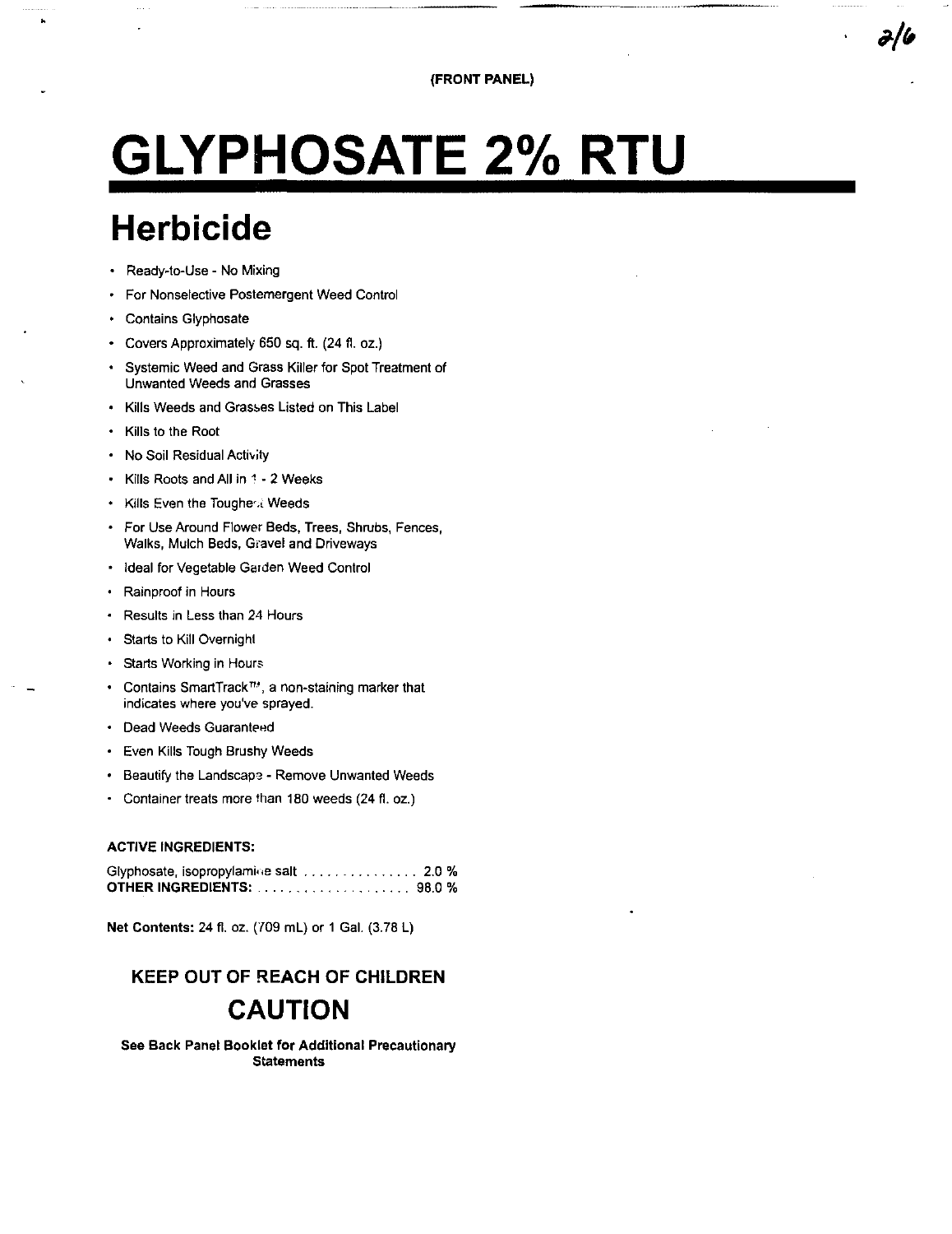(FRONT PANEL)

# GLYPHOSATE 2% RTU

## Herbicide

- Ready-to-Use - No Mixing
- For Nonselective Postemergent Weed Control
- Contains Glyphosate
- Covers Approximately 650 sq. ft. (24 fl. oz.)
- Systemic Weed and Grass Killer for Spot Treatment of Unwanted Weeds and Grasses
- Kills Weeds and Grasses Listed on This Label
- Kills to the Root
- No Soil Residual Activity
- Kills Roots and All in 1 - 2 Weeks
- Kills Even the Toughest Weeds
- For Use Around Flower Beds, Trees, Shrubs, Fences, Walks, Mulch Beds, Gravel and Driveways
- Ideal for Vegetable Garden Weed Control
- Rainproof in Hours
- Results in Less than 24 Hours
- Starts to Kill Overnight
- Starts Working in Hours
- Contains SmartTrack™, a non-staining marker that indicates where you've sprayed.
- Dead Weeds Guaranteed
- Even Kills Tough Brushy Weeds
- Beautify the Landscape - Remove Unwanted Weeds
- Container treats more than 180 weeds (24 fl. oz.)

**ACTIVE INGREDIENTS:**

Glyphosate, isopropylamine salt ............... 2.0 %
**OTHER INGREDIENTS:** .................... 98.0 %

**Net Contents:** 24 fl. oz. (709 mL) or 1 Gal. (3.78 L)

**KEEP OUT OF REACH OF CHILDREN**

**CAUTION**

**See Back Panel Booklet for Additional Precautionary Statements**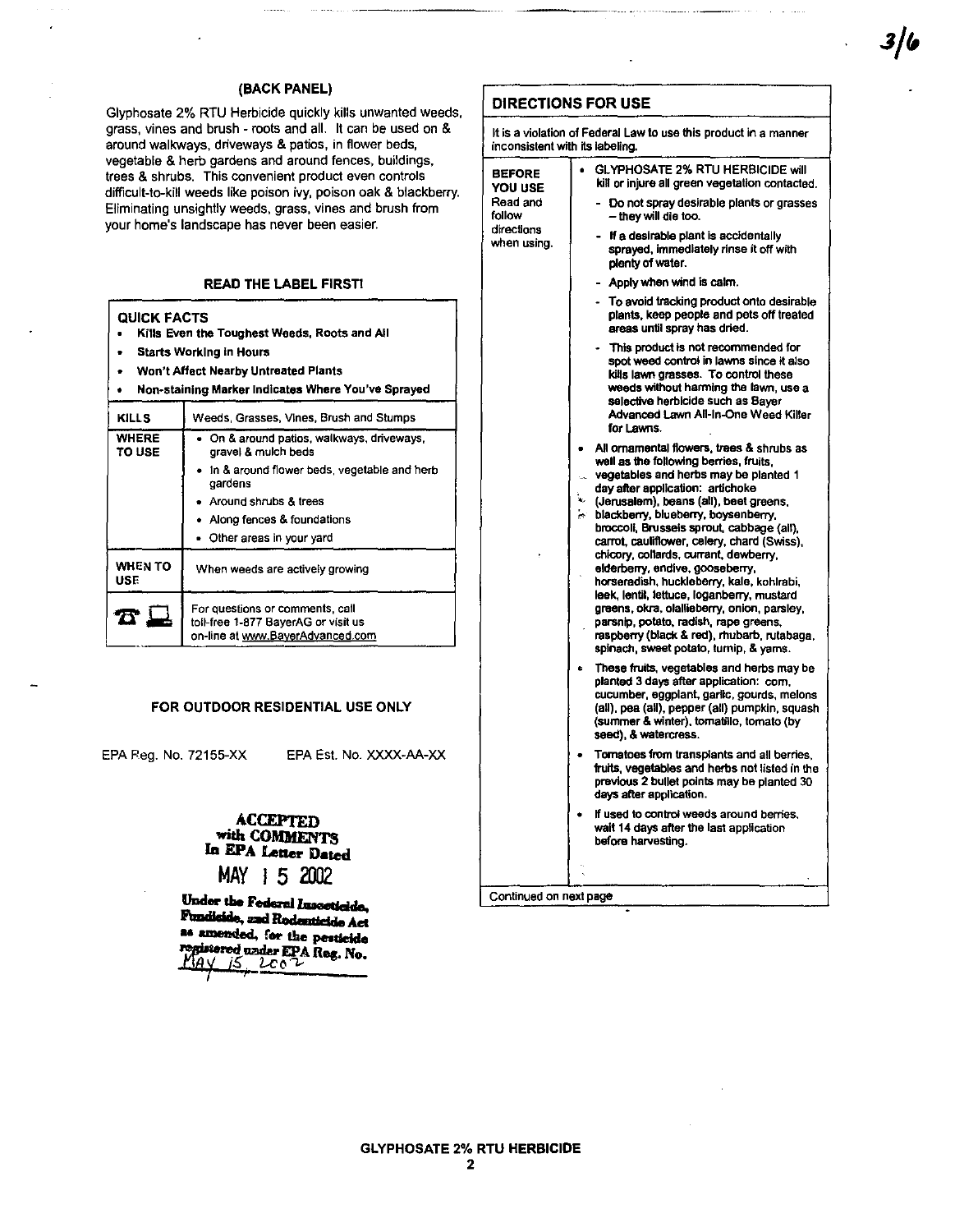**(BACK PANEL)**

Glyphosate 2% RTU Herbicide quickly kills unwanted weeds, grass, vines and brush - roots and all. It can be used on & around walkways, driveways & patios, in flower beds, vegetable & herb gardens and around fences, buildings, trees & shrubs. This convenient product even controls difficult-to-kill weeds like poison ivy, poison oak & blackberry. Eliminating unsightly weeds, grass, vines and brush from your home's landscape has never been easier.

**READ THE LABEL FIRST!**

**QUICK FACTS**
- **Kills Even the Toughest Weeds, Roots and All**
- **Starts Working In Hours**
- **Won't Affect Nearby Untreated Plants**
- **Non-staining Marker Indicates Where You've Sprayed**

| | |
|---|---|
| **KILLS** | Weeds, Grasses, Vines, Brush and Stumps |
| **WHERE TO USE** | • On & around patios, walkways, driveways, gravel & mulch beds<br>• In & around flower beds, vegetable and herb gardens<br>• Around shrubs & trees<br>• Along fences & foundations<br>• Other areas in your yard |
| **WHEN TO USE** | When weeds are actively growing |
| ☎ 💻 | For questions or comments, call toll-free 1-877 BayerAG or visit us on-line at www.BayerAdvanced.com |

**FOR OUTDOOR RESIDENTIAL USE ONLY**

EPA Reg. No. 72155-XX EPA Est. No. XXXX-AA-XX

**ACCEPTED with COMMENTS In EPA Letter Dated MAY 15 2002**

**Under the Federal Insecticide, Fungicide, and Rodenticide Act as amended, for the pesticide registered under EPA Reg. No.** May 15, 2002

## DIRECTIONS FOR USE

It is a violation of Federal Law to use this product in a manner inconsistent with its labeling.

**BEFORE YOU USE** Read and follow directions when using.

- GLYPHOSATE 2% RTU HERBICIDE will kill or injure all green vegetation contacted.
  - Do not spray desirable plants or grasses – they will die too.
  - If a desirable plant is accidentally sprayed, immediately rinse it off with plenty of water.
  - Apply when wind is calm.
  - To avoid tracking product onto desirable plants, keep people and pets off treated areas until spray has dried.
  - This product is not recommended for spot weed control in lawns since it also kills lawn grasses. To control these weeds without harming the lawn, use a selective herbicide such as Bayer Advanced Lawn All-In-One Weed Killer for Lawns.
- All ornamental flowers, trees & shrubs as well as the following berries, fruits, vegetables and herbs may be planted 1 day after application: artichoke (Jerusalem), beans (all), beet greens, blackberry, blueberry, boysenberry, broccoli, Brussels sprout, cabbage (all), carrot, cauliflower, celery, chard (Swiss), chicory, collards, currant, dewberry, elderberry, endive, gooseberry, horseradish, huckleberry, kale, kohlrabi, leek, lentil, lettuce, loganberry, mustard greens, okra, olallieberry, onion, parsley, parsnip, potato, radish, rape greens, raspberry (black & red), rhubarb, rutabaga, spinach, sweet potato, turnip, & yams.
- These fruits, vegetables and herbs may be planted 3 days after application: corn, cucumber, eggplant, garlic, gourds, melons (all), pea (all), pepper (all) pumpkin, squash (summer & winter), tomatillo, tomato (by seed), & watercress.
- Tomatoes from transplants and all berries, fruits, vegetables and herbs not listed in the previous 2 bullet points may be planted 30 days after application.
- If used to control weeds around berries, wait 14 days after the last application before harvesting.

Continued on next page

GLYPHOSATE 2% RTU HERBICIDE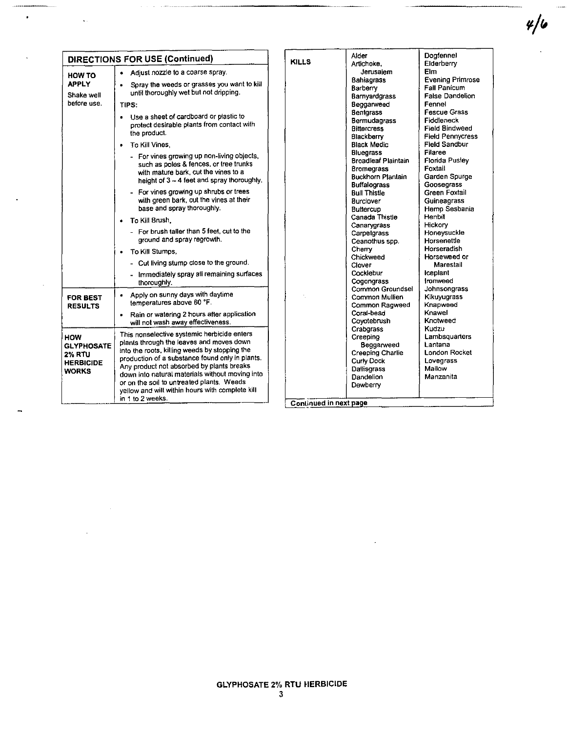## DIRECTIONS FOR USE (Continued)

| | |
|---|---|
| **HOW TO APPLY**<br><br>Shake well before use. | • Adjust nozzle to a coarse spray.<br>• Spray the weeds or grasses you want to kill until thoroughly wet but not dripping.<br><br>**TIPS:**<br>• Use a sheet of cardboard or plastic to protect desirable plants from contact with the product.<br>• To Kill Vines,<br>- For vines growing up non-living objects, such as poles & fences, or tree trunks with mature bark, cut the vines to a height of 3 – 4 feet and spray thoroughly.<br>- For vines growing up shrubs or trees with green bark, cut the vines at their base and spray thoroughly.<br>• To Kill Brush,<br>- For brush taller than 5 feet, cut to the ground and spray regrowth.<br>• To Kill Stumps,<br>- Cut living stump close to the ground.<br>- Immediately spray all remaining surfaces thoroughly. |
| **FOR BEST RESULTS** | • Apply on sunny days with daytime temperatures above 60 °F.<br>• Rain or watering 2 hours after application will not wash away effectiveness. |
| **HOW GLYPHOSATE 2% RTU HERBICIDE WORKS** | This nonselective systemic herbicide enters plants through the leaves and moves down into the roots, killing weeds by stopping the production of a substance found only in plants. Any product not absorbed by plants breaks down into natural materials without moving into or on the soil to untreated plants. Weeds yellow and wilt within hours with complete kill in 1 to 2 weeks. |

| **KILLS** | | |
|---|---|---|
| | Alder | Dogfennel |
| | Artichoke, Jerusalem | Elderberry |
| | Bahiagrass | Elm |
| | Barberry | Evening Primrose |
| | Barnyardgrass | Fall Panicum |
| | Beggarweed | False Dandelion |
| | Bentgrass | Fennel |
| | Bermudagrass | Fescue Grass |
| | Bittercress | Fiddleneck |
| | Blackberry | Field Bindweed |
| | Black Medic | Field Pennycress |
| | Bluegrass | Field Sandbur |
| | Broadleaf Plaintain | Filaree |
| | Bromegrass | Florida Pusley |
| | Buckhorn Plantain | Foxtail |
| | Buffalograss | Garden Spurge |
| | Bull Thistle | Goosegrass |
| | Burclover | Green Foxtail |
| | Buttercup | Guineagrass |
| | Canada Thistle | Hemp Sesbania |
| | Canarygrass | Henbit |
| | Carpetgrass | Hickory |
| | Ceanothus spp. | Honeysuckle |
| | Cherry | Horsenettle |
| | Chickweed | Horseradish |
| | Clover | Horseweed or Marestail |
| | Cocklebur | Iceplant |
| | Cogongrass | Ironweed |
| | Common Groundsel | Johnsongrass |
| | Common Mullien | Kikuyugrass |
| | Common Ragweed | Knapweed |
| | Coral-bead | Knawel |
| | Coyotebrush | Knotweed |
| | Crabgrass | Kudzu |
| | Creeping Beggarweed | Lambsquarters |
| | Creeping Charlie | Lantana |
| | Curly Dock | London Rocket |
| | Dallisgrass | Lovegrass |
| | Dandelion | Mallow |
| | Dewberry | Manzanita |

Continued in next page

GLYPHOSATE 2% RTU HERBICIDE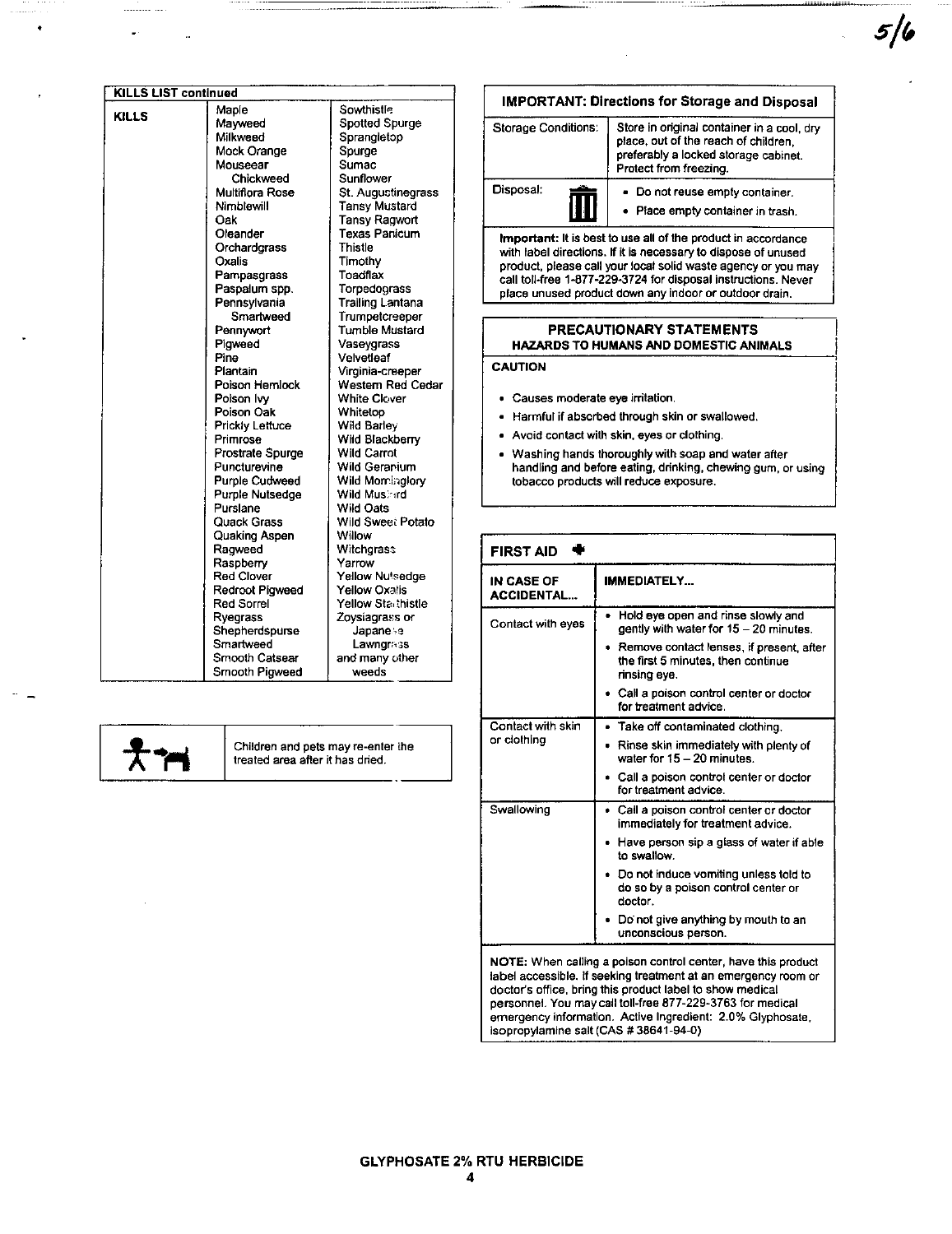## KILLS LIST continued

| | | |
|---|---|---|
| **KILLS** | Maple | Sowthistle |
| | Mayweed | Spotted Spurge |
| | Milkweed | Sprangletop |
| | Mock Orange | Spurge |
| | Mouseear Chickweed | Sumac |
| | | Sunflower |
| | Multiflora Rose | St. Augustinegrass |
| | Nimblewill | Tansy Mustard |
| | Oak | Tansy Ragwort |
| | Oleander | Texas Panicum |
| | Orchardgrass | Thistle |
| | Oxalis | Timothy |
| | Pampasgrass | Toadflax |
| | Paspalum spp. | Torpedograss |
| | Pennsylvania Smartweed | Trailing Lantana |
| | | Trumpetcreeper |
| | Pennywort | Tumble Mustard |
| | Pigweed | Vaseygrass |
| | Pine | Velvetleaf |
| | Plantain | Virginia-creeper |
| | Poison Hemlock | Western Red Cedar |
| | Poison Ivy | White Clover |
| | Poison Oak | Whitetop |
| | Prickly Lettuce | Wild Barley |
| | Primrose | Wild Blackberry |
| | Prostrate Spurge | Wild Carrot |
| | Puncturevine | Wild Geranium |
| | Purple Cudweed | Wild Morningglory |
| | Purple Nutsedge | Wild Mustard |
| | Purslane | Wild Oats |
| | Quack Grass | Wild Sweet Potato |
| | Quaking Aspen | Willow |
| | Ragweed | Witchgrass |
| | Raspberry | Yarrow |
| | Red Clover | Yellow Nutsedge |
| | Redroot Pigweed | Yellow Oxalis |
| | Red Sorrel | Yellow Starthistle |
| | Ryegrass | Zoysiagrass or Japanese Lawngrass |
| | Shepherdspurse | |
| | Smartweed | |
| | Smooth Catsear | and many other weeds |
| | Smooth Pigweed | |

Children and pets may re-enter the treated area after it has dried.

## IMPORTANT: Directions for Storage and Disposal

| | |
|---|---|
| Storage Conditions: | Store in original container in a cool, dry place, out of the reach of children, preferably a locked storage cabinet. Protect from freezing. |
| Disposal: | • Do not reuse empty container.<br>• Place empty container in trash. |

**Important:** It is best to use all of the product in accordance with label directions. If it is necessary to dispose of unused product, please call your local solid waste agency or you may call toll-free 1-877-229-3724 for disposal instructions. Never place unused product down any indoor or outdoor drain.

## PRECAUTIONARY STATEMENTS

### HAZARDS TO HUMANS AND DOMESTIC ANIMALS

**CAUTION**

- Causes moderate eye irritation.
- Harmful if absorbed through skin or swallowed.
- Avoid contact with skin, eyes or clothing.
- Washing hands thoroughly with soap and water after handling and before eating, drinking, chewing gum, or using tobacco products will reduce exposure.

## FIRST AID

| IN CASE OF ACCIDENTAL... | IMMEDIATELY... |
|---|---|
| Contact with eyes | • Hold eye open and rinse slowly and gently with water for 15 – 20 minutes.<br>• Remove contact lenses, if present, after the first 5 minutes, then continue rinsing eye.<br>• Call a poison control center or doctor for treatment advice. |
| Contact with skin or clothing | • Take off contaminated clothing.<br>• Rinse skin immediately with plenty of water for 15 – 20 minutes.<br>• Call a poison control center or doctor for treatment advice. |
| Swallowing | • Call a poison control center or doctor immediately for treatment advice.<br>• Have person sip a glass of water if able to swallow.<br>• Do not induce vomiting unless told to do so by a poison control center or doctor.<br>• Do not give anything by mouth to an unconscious person. |

**NOTE:** When calling a poison control center, have this product label accessible. If seeking treatment at an emergency room or doctor's office, bring this product label to show medical personnel. You may call toll-free 877-229-3763 for medical emergency information. Active Ingredient: 2.0% Glyphosate, isopropylamine salt (CAS # 38641-94-0)

**GLYPHOSATE 2% RTU HERBICIDE**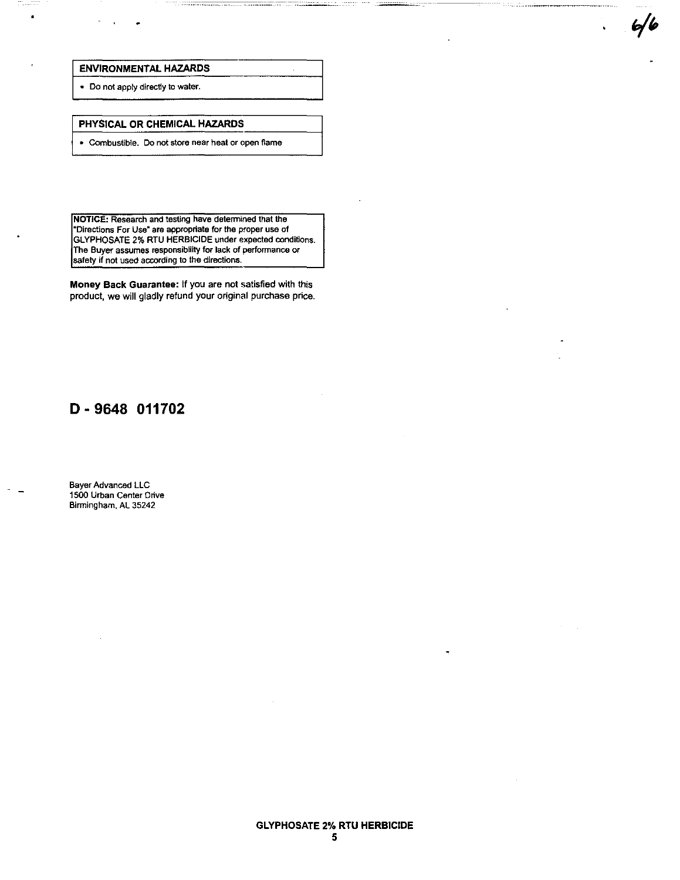## ENVIRONMENTAL HAZARDS

- Do not apply directly to water.

## PHYSICAL OR CHEMICAL HAZARDS

- Combustible. Do not store near heat or open flame

**NOTICE:** Research and testing have determined that the "Directions For Use" are appropriate for the proper use of GLYPHOSATE 2% RTU HERBICIDE under expected conditions. The Buyer assumes responsibility for lack of performance or safety if not used according to the directions.

**Money Back Guarantee:** If you are not satisfied with this product, we will gladly refund your original purchase price.

**D - 9648 011702**

Bayer Advanced LLC
1500 Urban Center Drive
Birmingham, AL 35242